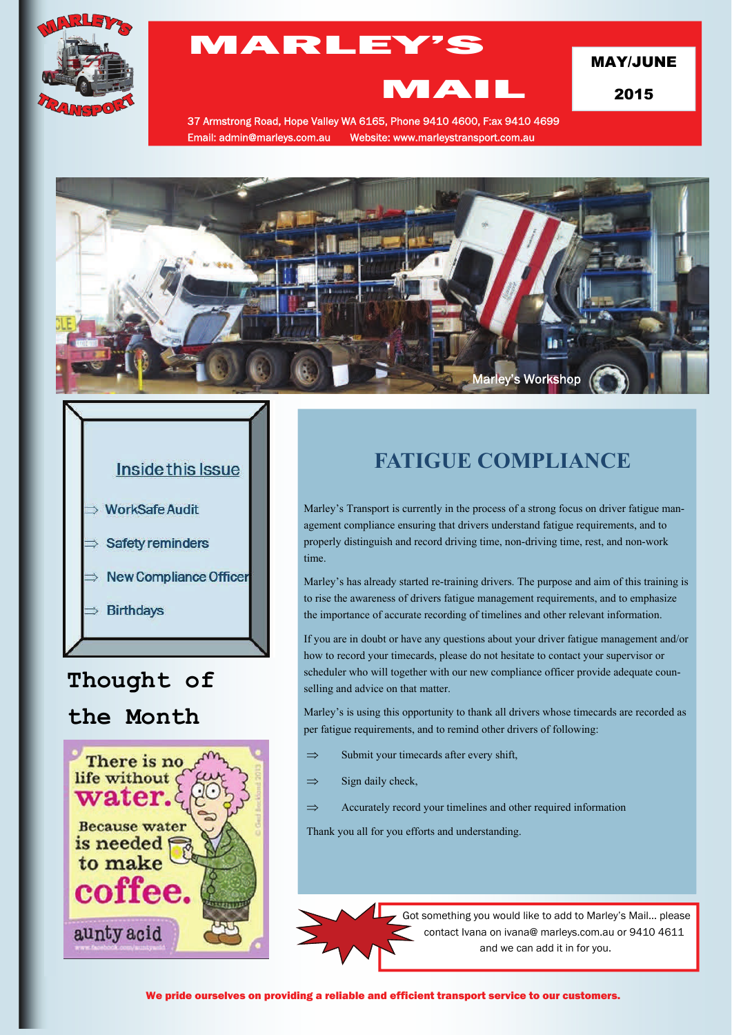# MARLEY'S MAIL

**MAY/JUNE 2015**

37 Armstrong Road, Hope Valley WA 6165, Phone 9410 4600, F:ax 9410 4699
Email: admin@marleys.com.au Website: www.marleystransport.com.au

Marley's Workshop

## Inside this Issue

- WorkSafe Audit
- Safety reminders
- New Compliance Officer
- Birthdays

## Thought of the Month

There is no life without water. Because water is needed to make coffee.

aunty acid

## FATIGUE COMPLIANCE

Marley's Transport is currently in the process of a strong focus on driver fatigue management compliance ensuring that drivers understand fatigue requirements, and to properly distinguish and record driving time, non-driving time, rest, and non-work time.

Marley's has already started re-training drivers. The purpose and aim of this training is to rise the awareness of drivers fatigue management requirements, and to emphasize the importance of accurate recording of timelines and other relevant information.

If you are in doubt or have any questions about your driver fatigue management and/or how to record your timecards, please do not hesitate to contact your supervisor or scheduler who will together with our new compliance officer provide adequate counselling and advice on that matter.

Marley's is using this opportunity to thank all drivers whose timecards are recorded as per fatigue requirements, and to remind other drivers of following:

- ⇒ Submit your timecards after every shift,
- ⇒ Sign daily check,
- ⇒ Accurately record your timelines and other required information

Thank you all for you efforts and understanding.

Got something you would like to add to Marley's Mail... please contact Ivana on ivana@ marleys.com.au or 9410 4611 and we can add it in for you.

**We pride ourselves on providing a reliable and efficient transport service to our customers.**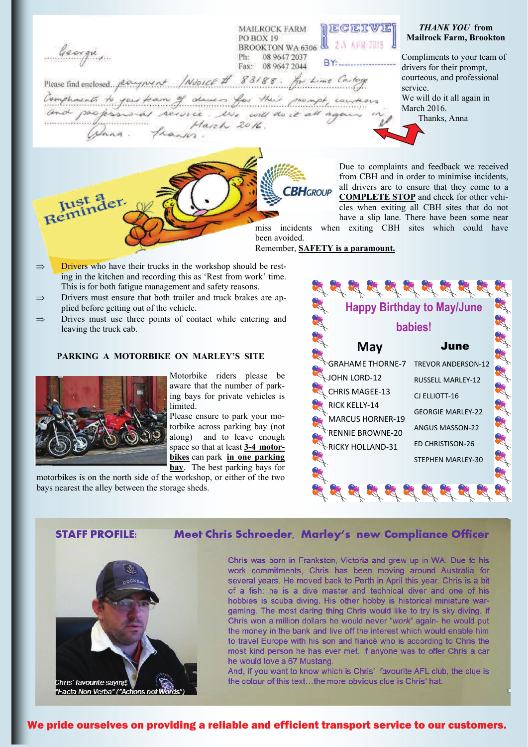MAILROCK FARM
PO BOX 19
BROOKTON WA 6306
Ph: 08 9647 2037
Fax: 08 9647 2044

RECEIVED 23 APR 2015

BY:..................

Georgie

Please find enclosed payment Invoice # 83188. for Lime Cartage
Compliments to your team of drivers for their prompt, courteous and professional service. We will do it all again in March 2016.
Anna. Thanks.

***THANK YOU* from Mailrock Farm, Brookton**

Compliments to your team of drivers for their prompt, courteous, and professional service.
We will do it all again in March 2016.
Thanks, Anna

## Just a Reminder

CBHGROUP

Due to complaints and feedback we received from CBH and in order to minimise incidents, all drivers are to ensure that they come to a **COMPLETE STOP** and check for other vehicles when exiting all CBH sites that do not have a slip lane. There have been some near miss incidents when exiting CBH sites which could have been avoided.

Remember, **SAFETY is a paramount.**

- ⇒ Drivers who have their trucks in the workshop should be resting in the kitchen and recording this as 'Rest from work' time. This is for both fatigue management and safety reasons.
- ⇒ Drivers must ensure that both trailer and truck brakes are applied before getting out of the vehicle.
- ⇒ Drives must use three points of contact while entering and leaving the truck cab.

### PARKING A MOTORBIKE ON MARLEY'S SITE

Motorbike riders please be aware that the number of parking bays for private vehicles is limited.

Please ensure to park your motorbike across parking bay (not along) and to leave enough space so that at least **3-4 motorbikes** can park **in one parking bay**. The best parking bays for motorbikes is on the north side of the workshop, or either of the two bays nearest the alley between the storage sheds.

## Happy Birthday to May/June babies!

| May | June |
|---|---|
| GRAHAME THORNE-7 | TREVOR ANDERSON-12 |
| JOHN LORD-12 | RUSSELL MARLEY-12 |
| CHRIS MAGEE-13 | CJ ELLIOTT-16 |
| RICK KELLY-14 | GEORGIE MARLEY-22 |
| MARCUS HORNER-19 | ANGUS MASSON-22 |
| RENNIE BROWNE-20 | ED CHRISTISON-26 |
| RICKY HOLLAND-31 | STEPHEN MARLEY-30 |

## STAFF PROFILE: Meet Chris Schroeder, Marley's new Compliance Officer

Chris was born in Frankston, Victoria and grew up in WA. Due to his work commitments, Chris has been moving around Australia for several years. He moved back to Perth in April this year. Chris is a bit of a fish: he is a dive master and technical diver and one of his hobbies is scuba diving. His other hobby is historical miniature wargaming. The most daring thing Chris would like to try is sky diving. If Chris won a million dollars he would never "*work*" again- he would put the money in the bank and live off the interest which would enable him to travel Europe with his son and fiancé who is according to Chris the most kind person he has ever met. If anyone was to offer Chris a car he would love a 67 Mustang.

And, if you want to know which is Chris' favourite AFL club, the clue is the colour of this text…the more obvious clue is Chris' hat.

*Chris' favourite saying: "Facta Non Verba" ("Actions not Words")*

**We pride ourselves on providing a reliable and efficient transport service to our customers.**